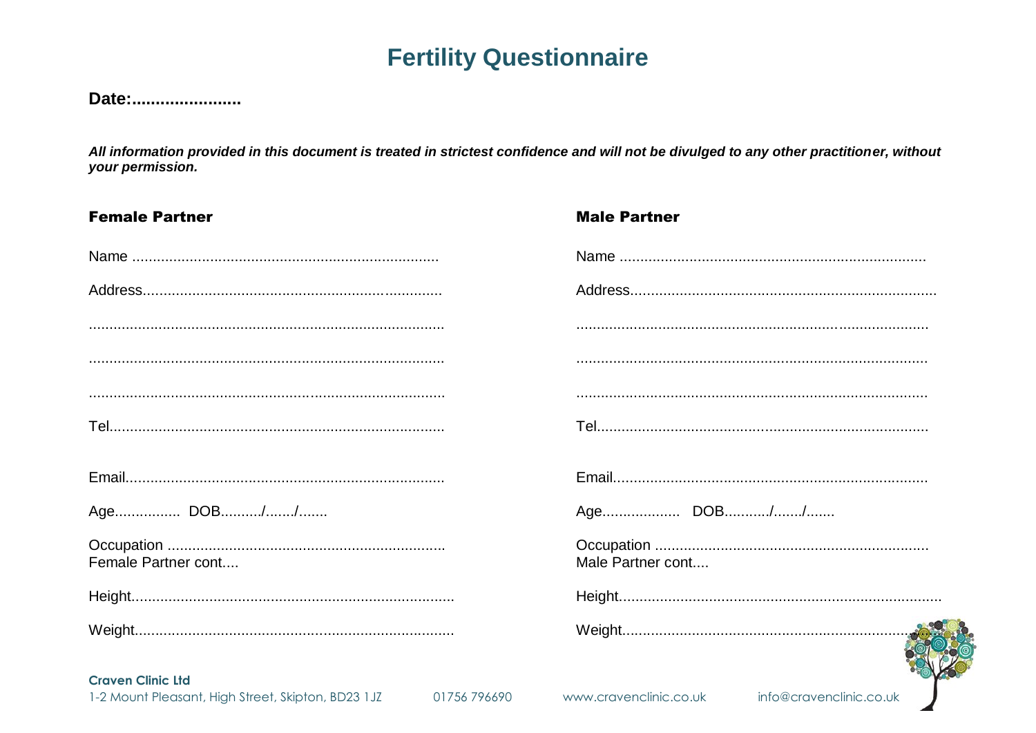# Fertility Questionnaire

**Date:.......................**

***All information provided in this document is treated in strictest confidence and will not be divulged to any other practitioner, without your permission.***

## Female Partner

Name ..........................................................................

Address........................................................................

.....................................................................................

.....................................................................................

.....................................................................................

Tel.................................................................................

Email.............................................................................

Age................ DOB........../......./.......

Occupation ...................................................................

Female Partner cont....

Height.............................................................................

Weight............................................................................

## Male Partner

Name ..........................................................................

Address.........................................................................

.....................................................................................

.....................................................................................

.....................................................................................

Tel.................................................................................

Email.............................................................................

Age.................. DOB.........../......./.......

Occupation ..................................................................

Male Partner cont....

Height.............................................................................

Weight...........................................................................

**Craven Clinic Ltd**
1-2 Mount Pleasant, High Street, Skipton, BD23 1JZ 01756 796690 www.cravenclinic.co.uk info@cravenclinic.co.uk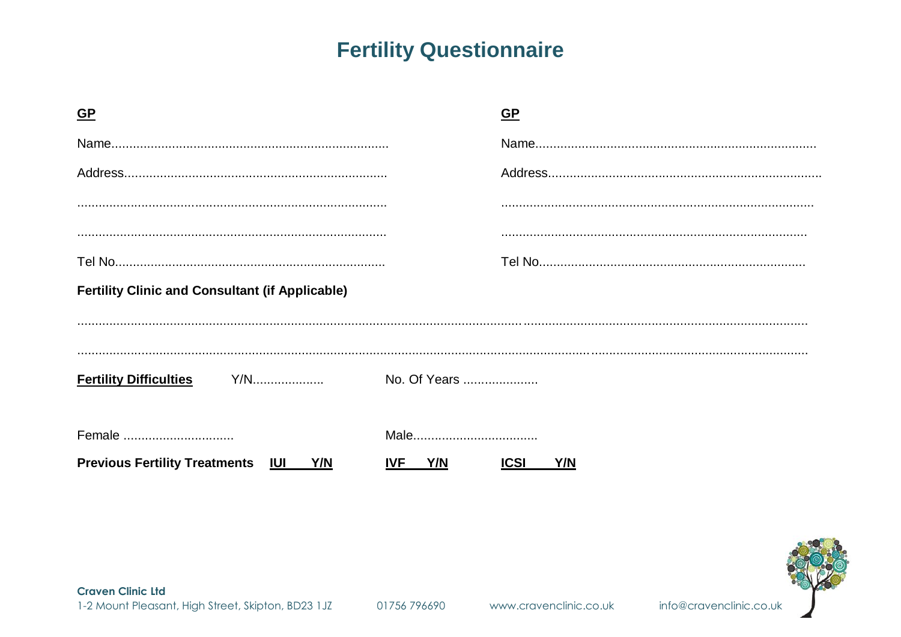# Fertility Questionnaire

**GP**

Name.............................................................................

Address..........................................................................

......................................................................................

......................................................................................

Tel No...........................................................................

**GP**

Name.............................................................................

Address..........................................................................

......................................................................................

......................................................................................

Tel No...........................................................................

**Fertility Clinic and Consultant (if Applicable)**

..........................................................................................................................................................................................................

..........................................................................................................................................................................................................

**Fertility Difficulties** Y/N.................... No. Of Years .....................

Female ............................... Male...................................

**Previous Fertility Treatments** **IUI Y/N** **IVF Y/N** **ICSI Y/N**

**Craven Clinic Ltd**
1-2 Mount Pleasant, High Street, Skipton, BD23 1JZ 01756 796690 www.cravenclinic.co.uk info@cravenclinic.co.uk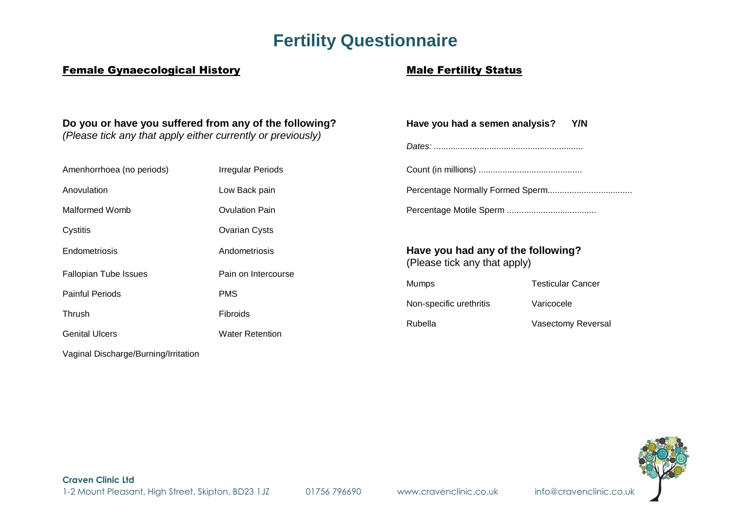# Fertility Questionnaire

## Female Gynaecological History

**Do you or have you suffered from any of the following?**
*(Please tick any that apply either currently or previously)*

| | |
|---|---|
| Amenhorrhoea (no periods) | Irregular Periods |
| Anovulation | Low Back pain |
| Malformed Womb | Ovulation Pain |
| Cystitis | Ovarian Cysts |
| Endometriosis | Andometriosis |
| Fallopian Tube Issues | Pain on Intercourse |
| Painful Periods | PMS |
| Thrush | Fibroids |
| Genital Ulcers | Water Retention |
| Vaginal Discharge/Burning/Irritation | |

## Male Fertility Status

**Have you had a semen analysis? Y/N**

*Dates:* ..............................................................

Count (in millions) ..........................................

Percentage Normally Formed Sperm..................................

Percentage Motile Sperm ....................................

**Have you had any of the following?**
(Please tick any that apply)

| | |
|---|---|
| Mumps | Testicular Cancer |
| Non-specific urethritis | Varicocele |
| Rubella | Vasectomy Reversal |

**Craven Clinic Ltd**
1-2 Mount Pleasant, High Street, Skipton, BD23 1JZ 01756 796690 www.cravenclinic.co.uk info@cravenclinic.co.uk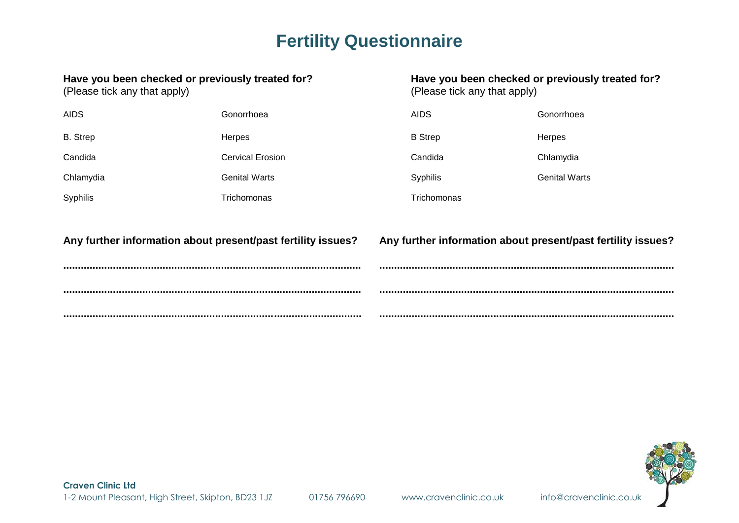# Fertility Questionnaire

**Have you been checked or previously treated for?**
(Please tick any that apply)

| | |
|---|---|
| AIDS | Gonorrhoea |
| B. Strep | Herpes |
| Candida | Cervical Erosion |
| Chlamydia | Genital Warts |
| Syphilis | Trichomonas |

**Any further information about present/past fertility issues?**

.....................................................................................................

.....................................................................................................

.....................................................................................................

**Have you been checked or previously treated for?**
(Please tick any that apply)

| | |
|---|---|
| AIDS | Gonorrhoea |
| B Strep | Herpes |
| Candida | Chlamydia |
| Syphilis | Genital Warts |
| Trichomonas | |

**Any further information about present/past fertility issues?**

.....................................................................................................

.....................................................................................................

.....................................................................................................

**Craven Clinic Ltd**
1-2 Mount Pleasant, High Street, Skipton, BD23 1JZ 01756 796690 www.cravenclinic.co.uk info@cravenclinic.co.uk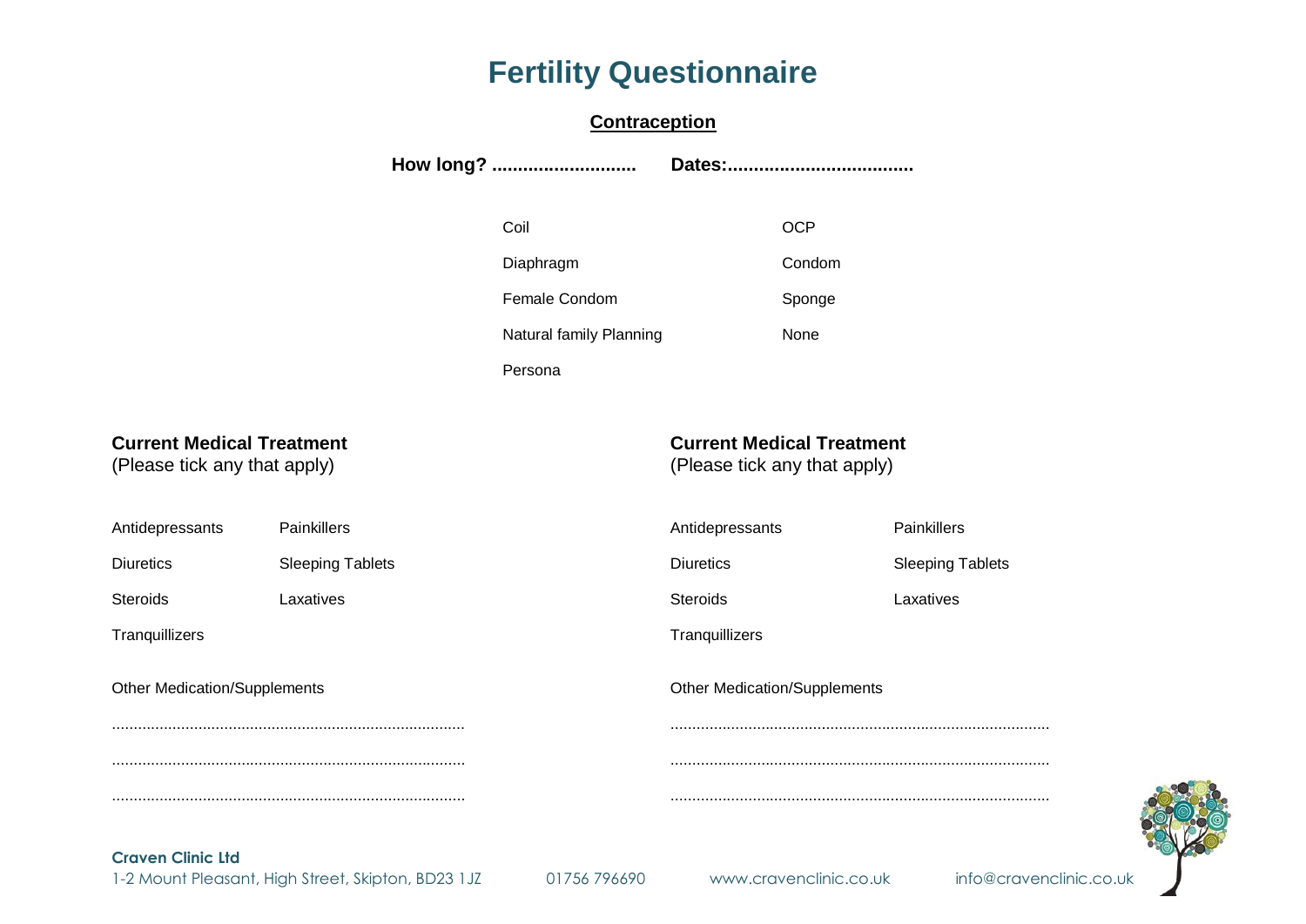# Fertility Questionnaire

## Contraception

**How long? ............................ Dates:...................................**

| | |
|---|---|
| Coil | OCP |
| Diaphragm | Condom |
| Female Condom | Sponge |
| Natural family Planning | None |
| Persona | |

**Current Medical Treatment**
(Please tick any that apply)

| | |
|---|---|
| Antidepressants | Painkillers |
| Diuretics | Sleeping Tablets |
| Steroids | Laxatives |
| Tranquillizers | |

Other Medication/Supplements

.................................................................................

.................................................................................

.................................................................................

**Current Medical Treatment**
(Please tick any that apply)

| | |
|---|---|
| Antidepressants | Painkillers |
| Diuretics | Sleeping Tablets |
| Steroids | Laxatives |
| Tranquillizers | |

Other Medication/Supplements

.......................................................................................

.......................................................................................

.......................................................................................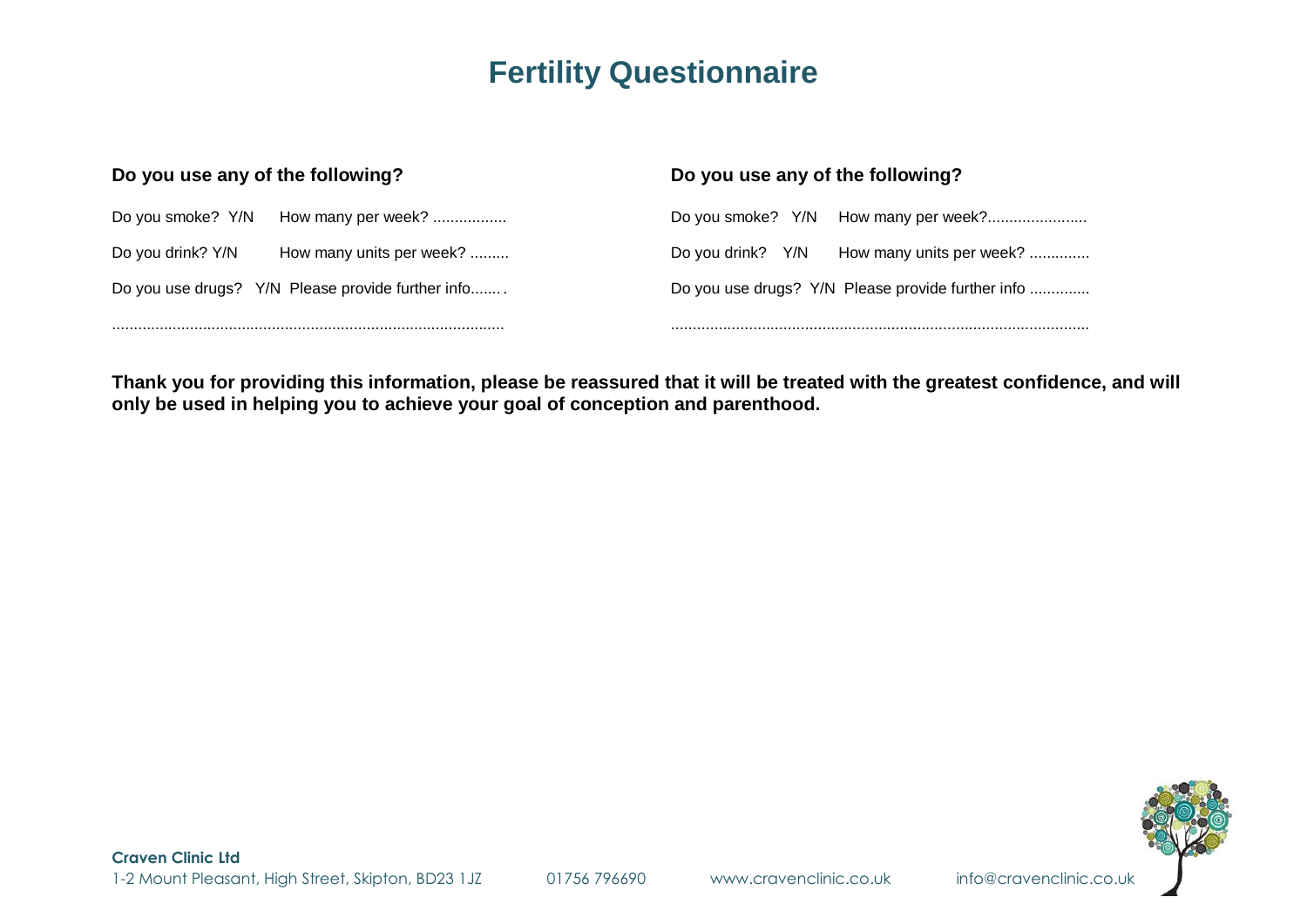# Fertility Questionnaire

**Do you use any of the following?**

Do you smoke? Y/N How many per week? ................

Do you drink? Y/N How many units per week? .........

Do you use drugs? Y/N Please provide further info........

..........................................................................................

**Do you use any of the following?**

Do you smoke? Y/N How many per week?......................

Do you drink? Y/N How many units per week? .............

Do you use drugs? Y/N Please provide further info .............

................................................................................................

**Thank you for providing this information, please be reassured that it will be treated with the greatest confidence, and will only be used in helping you to achieve your goal of conception and parenthood.**

**Craven Clinic Ltd**
1-2 Mount Pleasant, High Street, Skipton, BD23 1JZ 01756 796690 www.cravenclinic.co.uk info@cravenclinic.co.uk